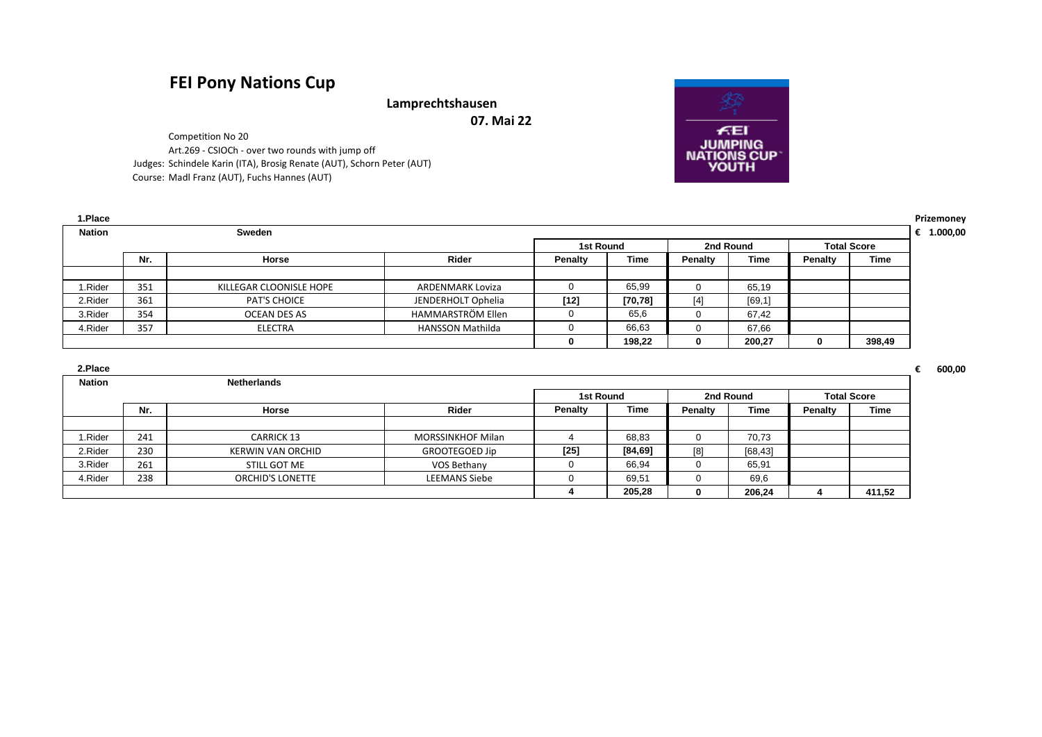# FEI Pony Nations Cup

**Lamprechtshausen**

**07. Mai 22**

Competition No 20

Art.269 - CSIOCh - over two rounds with jump off

Judges: Schindele Karin (ITA), Brosig Renate (AUT), Schorn Peter (AUT)

Course: Madl Franz (AUT), Fuchs Hannes (AUT)

**1.Place** — Prizemoney € 1.000,00

| Nation | Sweden | | | 1st Round | | 2nd Round | | Total Score | |
|---|---|---|---|---|---|---|---|---|---|
| | Nr. | Horse | Rider | Penalty | Time | Penalty | Time | Penalty | Time |
| 1.Rider | 351 | KILLEGAR CLOONISLE HOPE | ARDENMARK Loviza | 0 | 65,99 | 0 | 65,19 | | |
| 2.Rider | 361 | PAT'S CHOICE | JENDERHOLT Ophelia | [12] | [70,78] | [4] | [69,1] | | |
| 3.Rider | 354 | OCEAN DES AS | HAMMARSTRÖM Ellen | 0 | 65,6 | 0 | 67,42 | | |
| 4.Rider | 357 | ELECTRA | HANSSON Mathilda | 0 | 66,63 | 0 | 67,66 | | |
| | | | | **0** | **198,22** | **0** | **200,27** | **0** | **398,49** |

**2.Place** — € 600,00

| Nation | Netherlands | | | 1st Round | | 2nd Round | | Total Score | |
|---|---|---|---|---|---|---|---|---|---|
| | Nr. | Horse | Rider | Penalty | Time | Penalty | Time | Penalty | Time |
| 1.Rider | 241 | CARRICK 13 | MORSSINKHOF Milan | 4 | 68,83 | 0 | 70,73 | | |
| 2.Rider | 230 | KERWIN VAN ORCHID | GROOTEGOED Jip | [25] | [84,69] | [8] | [68,43] | | |
| 3.Rider | 261 | STILL GOT ME | VOS Bethany | 0 | 66,94 | 0 | 65,91 | | |
| 4.Rider | 238 | ORCHID'S LONETTE | LEEMANS Siebe | 0 | 69,51 | 0 | 69,6 | | |
| | | | | **4** | **205,28** | **0** | **206,24** | **4** | **411,52** |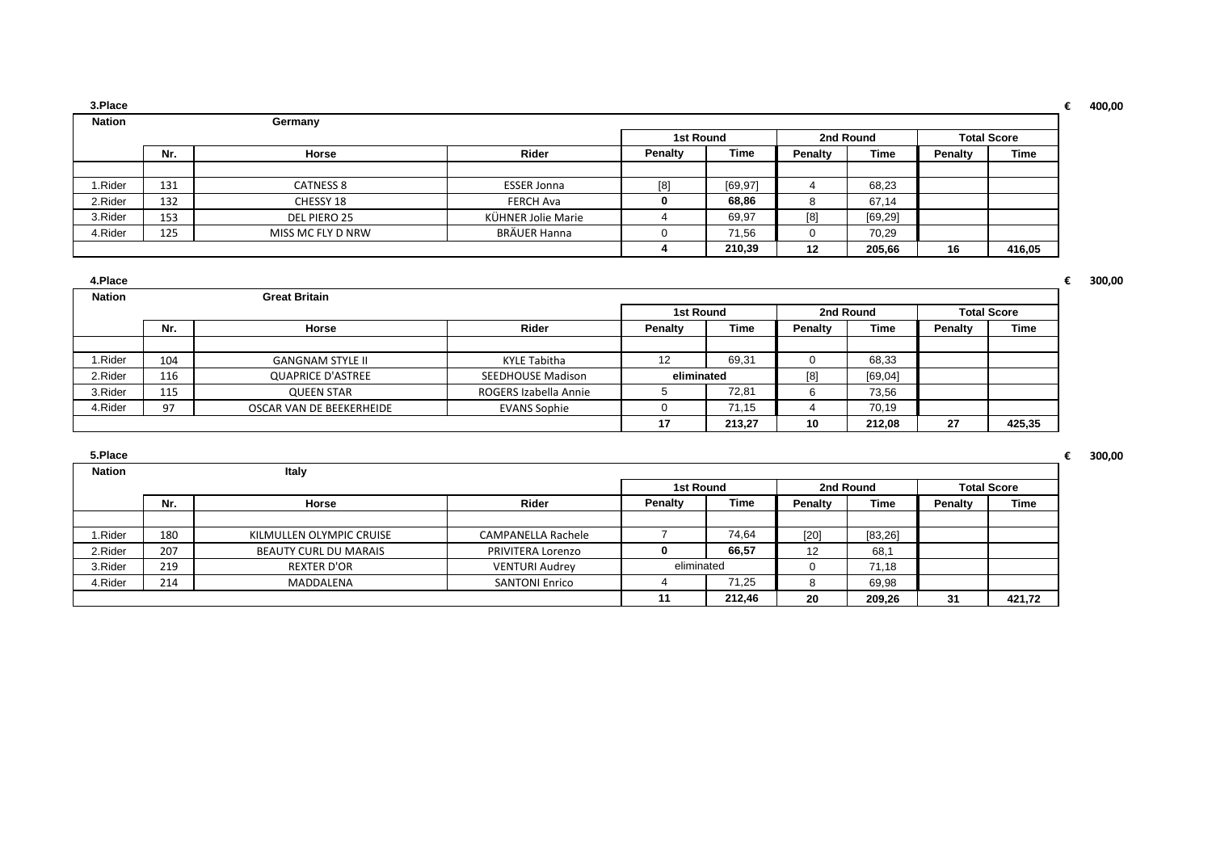**3.Place** € 400,00

| Nation | Germany | | | | | | | | |
|---|---|---|---|---|---|---|---|---|---|
| | | | | 1st Round | | 2nd Round | | Total Score | |
| | Nr. | Horse | Rider | Penalty | Time | Penalty | Time | Penalty | Time |
| | | | | | | | | | |
| 1.Rider | 131 | CATNESS 8 | ESSER Jonna | [8] | [69,97] | 4 | 68,23 | | |
| 2.Rider | 132 | CHESSY 18 | FERCH Ava | **0** | **68,86** | 8 | 67,14 | | |
| 3.Rider | 153 | DEL PIERO 25 | KÜHNER Jolie Marie | 4 | 69,97 | [8] | [69,29] | | |
| 4.Rider | 125 | MISS MC FLY D NRW | BRÄUER Hanna | 0 | 71,56 | 0 | 70,29 | | |
| | | | | **4** | **210,39** | **12** | **205,66** | **16** | **416,05** |

**4.Place** € 300,00

| Nation | Great Britain | | | | | | | | |
|---|---|---|---|---|---|---|---|---|---|
| | | | | 1st Round | | 2nd Round | | Total Score | |
| | Nr. | Horse | Rider | Penalty | Time | Penalty | Time | Penalty | Time |
| | | | | | | | | | |
| 1.Rider | 104 | GANGNAM STYLE II | KYLE Tabitha | 12 | 69,31 | 0 | 68,33 | | |
| 2.Rider | 116 | QUAPRICE D'ASTREE | SEEDHOUSE Madison | **eliminated** | | [8] | [69,04] | | |
| 3.Rider | 115 | QUEEN STAR | ROGERS Izabella Annie | 5 | 72,81 | 6 | 73,56 | | |
| 4.Rider | 97 | OSCAR VAN DE BEEKERHEIDE | EVANS Sophie | 0 | 71,15 | 4 | 70,19 | | |
| | | | | **17** | **213,27** | **10** | **212,08** | **27** | **425,35** |

**5.Place** € 300,00

| Nation | Italy | | | | | | | | |
|---|---|---|---|---|---|---|---|---|---|
| | | | | 1st Round | | 2nd Round | | Total Score | |
| | Nr. | Horse | Rider | Penalty | Time | Penalty | Time | Penalty | Time |
| | | | | | | | | | |
| 1.Rider | 180 | KILMULLEN OLYMPIC CRUISE | CAMPANELLA Rachele | 7 | 74,64 | [20] | [83,26] | | |
| 2.Rider | 207 | BEAUTY CURL DU MARAIS | PRIVITERA Lorenzo | **0** | **66,57** | 12 | 68,1 | | |
| 3.Rider | 219 | REXTER D'OR | VENTURI Audrey | eliminated | | 0 | 71,18 | | |
| 4.Rider | 214 | MADDALENA | SANTONI Enrico | 4 | 71,25 | 8 | 69,98 | | |
| | | | | **11** | **212,46** | **20** | **209,26** | **31** | **421,72** |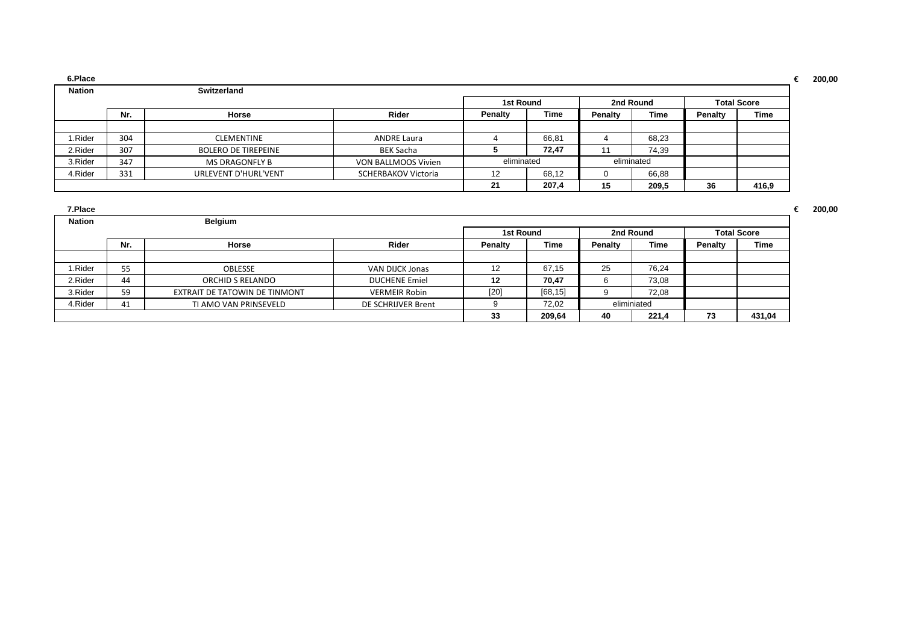**6.Place** € 200,00

| Nation | | Switzerland | | | | | | | |
|---|---|---|---|---|---|---|---|---|---|
| | | | | 1st Round | | 2nd Round | | Total Score | |
| | Nr. | Horse | Rider | Penalty | Time | Penalty | Time | Penalty | Time |
| | | | | | | | | | |
| 1.Rider | 304 | CLEMENTINE | ANDRE Laura | 4 | 66,81 | 4 | 68,23 | | |
| 2.Rider | 307 | BOLERO DE TIREPEINE | BEK Sacha | 5 | 72,47 | 11 | 74,39 | | |
| 3.Rider | 347 | MS DRAGONFLY B | VON BALLMOOS Vivien | eliminated | | eliminated | | | |
| 4.Rider | 331 | URLEVENT D'HURL'VENT | SCHERBAKOV Victoria | 12 | 68,12 | 0 | 66,88 | | |
| | | | | 21 | 207,4 | 15 | 209,5 | 36 | 416,9 |

**7.Place** € 200,00

| Nation | | Belgium | | | | | | | |
|---|---|---|---|---|---|---|---|---|---|
| | | | | 1st Round | | 2nd Round | | Total Score | |
| | Nr. | Horse | Rider | Penalty | Time | Penalty | Time | Penalty | Time |
| | | | | | | | | | |
| 1.Rider | 55 | OBLESSE | VAN DIJCK Jonas | 12 | 67,15 | 25 | 76,24 | | |
| 2.Rider | 44 | ORCHID S RELANDO | DUCHENE Emiel | 12 | 70,47 | 6 | 73,08 | | |
| 3.Rider | 59 | EXTRAIT DE TATOWIN DE TINMONT | VERMEIR Robin | [20] | [68,15] | 9 | 72,08 | | |
| 4.Rider | 41 | TI AMO VAN PRINSEVELD | DE SCHRIJVER Brent | 9 | 72,02 | eliminiated | | | |
| | | | | 33 | 209,64 | 40 | 221,4 | 73 | 431,04 |